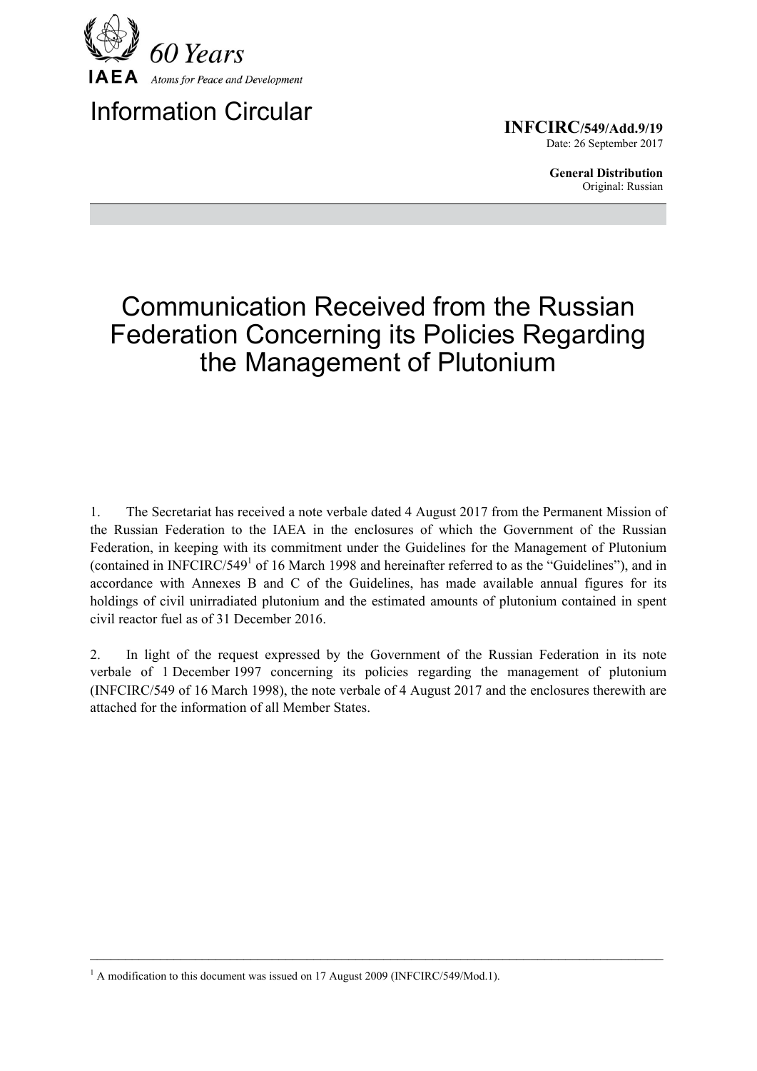IAEA 60 Years

*Atoms for Peace and Development*

# Information Circular

**INFCIRC/549/Add.9/19**
Date: 26 September 2017

**General Distribution**
Original: Russian

# Communication Received from the Russian Federation Concerning its Policies Regarding the Management of Plutonium

1. The Secretariat has received a note verbale dated 4 August 2017 from the Permanent Mission of the Russian Federation to the IAEA in the enclosures of which the Government of the Russian Federation, in keeping with its commitment under the Guidelines for the Management of Plutonium (contained in INFCIRC/549[1] of 16 March 1998 and hereinafter referred to as the "Guidelines"), and in accordance with Annexes B and C of the Guidelines, has made available annual figures for its holdings of civil unirradiated plutonium and the estimated amounts of plutonium contained in spent civil reactor fuel as of 31 December 2016.

2. In light of the request expressed by the Government of the Russian Federation in its note verbale of 1 December 1997 concerning its policies regarding the management of plutonium (INFCIRC/549 of 16 March 1998), the note verbale of 4 August 2017 and the enclosures therewith are attached for the information of all Member States.

---

[1] A modification to this document was issued on 17 August 2009 (INFCIRC/549/Mod.1).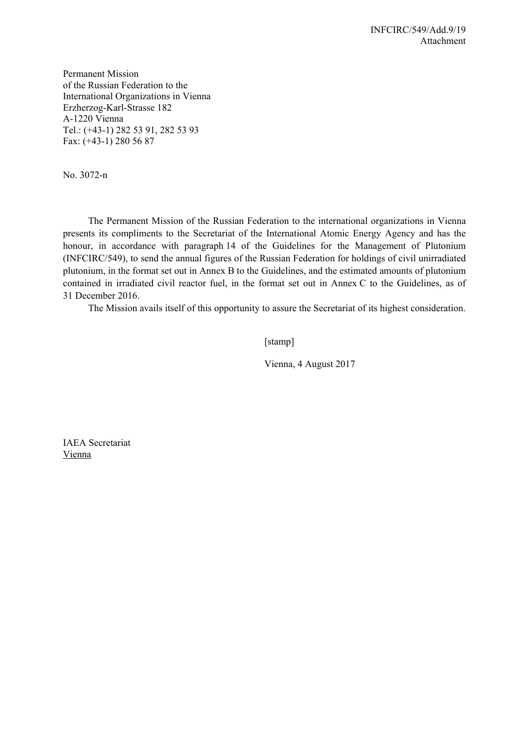Permanent Mission
of the Russian Federation to the
International Organizations in Vienna
Erzherzog-Karl-Strasse 182
A-1220 Vienna
Tel.: (+43-1) 282 53 91, 282 53 93
Fax: (+43-1) 280 56 87

No. 3072-n

The Permanent Mission of the Russian Federation to the international organizations in Vienna presents its compliments to the Secretariat of the International Atomic Energy Agency and has the honour, in accordance with paragraph 14 of the Guidelines for the Management of Plutonium (INFCIRC/549), to send the annual figures of the Russian Federation for holdings of civil unirradiated plutonium, in the format set out in Annex B to the Guidelines, and the estimated amounts of plutonium contained in irradiated civil reactor fuel, in the format set out in Annex C to the Guidelines, as of 31 December 2016.

The Mission avails itself of this opportunity to assure the Secretariat of its highest consideration.

[stamp]

Vienna, 4 August 2017

IAEA Secretariat
Vienna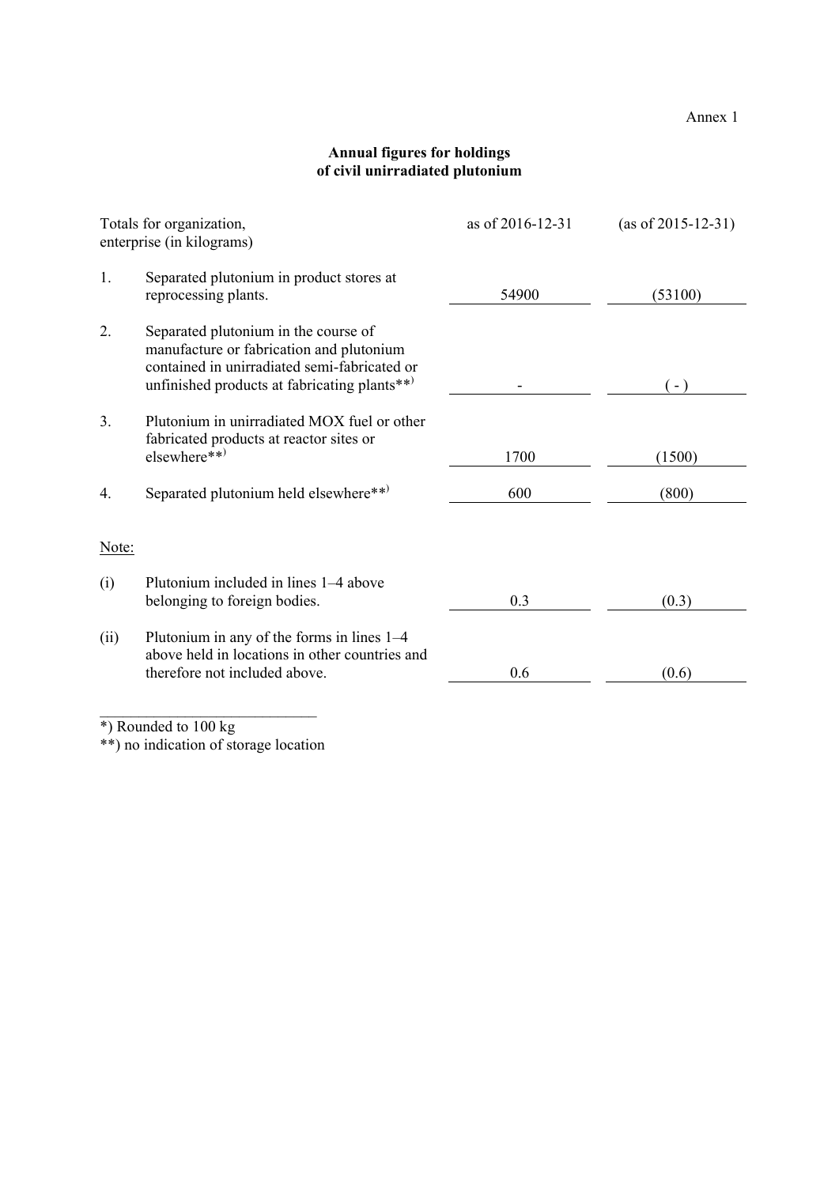Annex 1

**Annual figures for holdings of civil unirradiated plutonium**

| | Totals for organization, enterprise (in kilograms) | as of 2016-12-31 | (as of 2015-12-31) |
|---|---|---|---|
| 1. | Separated plutonium in product stores at reprocessing plants. | 54900 | (53100) |
| 2. | Separated plutonium in the course of manufacture or fabrication and plutonium contained in unirradiated semi-fabricated or unfinished products at fabricating plants**) | - | ( - ) |
| 3. | Plutonium in unirradiated MOX fuel or other fabricated products at reactor sites or elsewhere**) | 1700 | (1500) |
| 4. | Separated plutonium held elsewhere**) | 600 | (800) |

Note:

| | | | |
|---|---|---|---|
| (i) | Plutonium included in lines 1–4 above belonging to foreign bodies. | 0.3 | (0.3) |
| (ii) | Plutonium in any of the forms in lines 1–4 above held in locations in other countries and therefore not included above. | 0.6 | (0.6) |

---

*) Rounded to 100 kg

**) no indication of storage location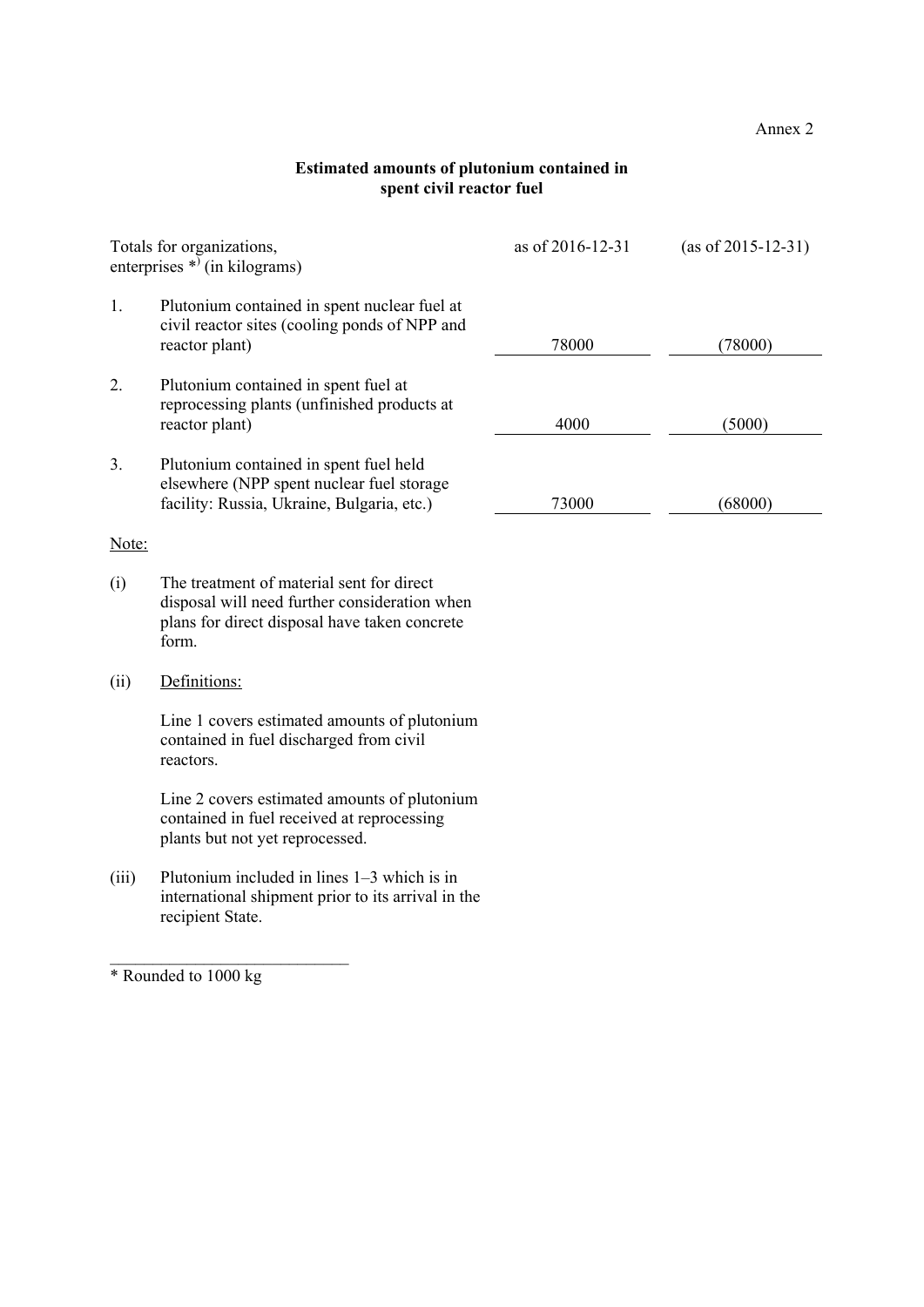Annex 2

**Estimated amounts of plutonium contained in spent civil reactor fuel**

| Totals for organizations, enterprises *) (in kilograms) | as of 2016-12-31 | (as of 2015-12-31) |
| --- | --- | --- |
| 1. Plutonium contained in spent nuclear fuel at civil reactor sites (cooling ponds of NPP and reactor plant) | 78000 | (78000) |
| 2. Plutonium contained in spent fuel at reprocessing plants (unfinished products at reactor plant) | 4000 | (5000) |
| 3. Plutonium contained in spent fuel held elsewhere (NPP spent nuclear fuel storage facility: Russia, Ukraine, Bulgaria, etc.) | 73000 | (68000) |

Note:

(i) The treatment of material sent for direct disposal will need further consideration when plans for direct disposal have taken concrete form.

(ii) Definitions:

Line 1 covers estimated amounts of plutonium contained in fuel discharged from civil reactors.

Line 2 covers estimated amounts of plutonium contained in fuel received at reprocessing plants but not yet reprocessed.

(iii) Plutonium included in lines 1–3 which is in international shipment prior to its arrival in the recipient State.

---

* Rounded to 1000 kg